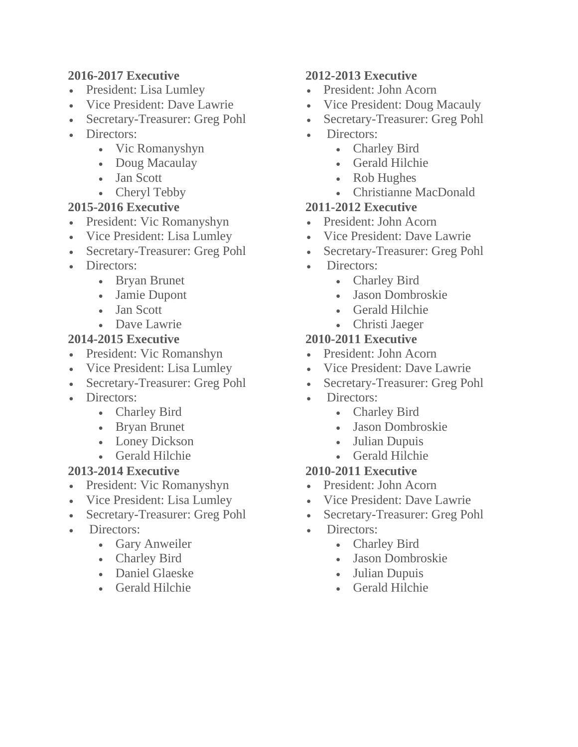**2016-2017 Executive**

- President: Lisa Lumley
- Vice President: Dave Lawrie
- Secretary-Treasurer: Greg Pohl
- Directors:
  - Vic Romanyshyn
  - Doug Macaulay
  - Jan Scott
  - Cheryl Tebby

**2015-2016 Executive**

- President: Vic Romanyshyn
- Vice President: Lisa Lumley
- Secretary-Treasurer: Greg Pohl
- Directors:
  - Bryan Brunet
  - Jamie Dupont
  - Jan Scott
  - Dave Lawrie

**2014-2015 Executive**

- President: Vic Romanshyn
- Vice President: Lisa Lumley
- Secretary-Treasurer: Greg Pohl
- Directors:
  - Charley Bird
  - Bryan Brunet
  - Loney Dickson
  - Gerald Hilchie

**2013-2014 Executive**

- President: Vic Romanyshyn
- Vice President: Lisa Lumley
- Secretary-Treasurer: Greg Pohl
- Directors:
  - Gary Anweiler
  - Charley Bird
  - Daniel Glaeske
  - Gerald Hilchie

**2012-2013 Executive**

- President: John Acorn
- Vice President: Doug Macauly
- Secretary-Treasurer: Greg Pohl
- Directors:
  - Charley Bird
  - Gerald Hilchie
  - Rob Hughes
  - Christianne MacDonald

**2011-2012 Executive**

- President: John Acorn
- Vice President: Dave Lawrie
- Secretary-Treasurer: Greg Pohl
- Directors:
  - Charley Bird
  - Jason Dombroskie
  - Gerald Hilchie
  - Christi Jaeger

**2010-2011 Executive**

- President: John Acorn
- Vice President: Dave Lawrie
- Secretary-Treasurer: Greg Pohl
- Directors:
  - Charley Bird
  - Jason Dombroskie
  - Julian Dupuis
  - Gerald Hilchie

**2010-2011 Executive**

- President: John Acorn
- Vice President: Dave Lawrie
- Secretary-Treasurer: Greg Pohl
- Directors:
  - Charley Bird
  - Jason Dombroskie
  - Julian Dupuis
  - Gerald Hilchie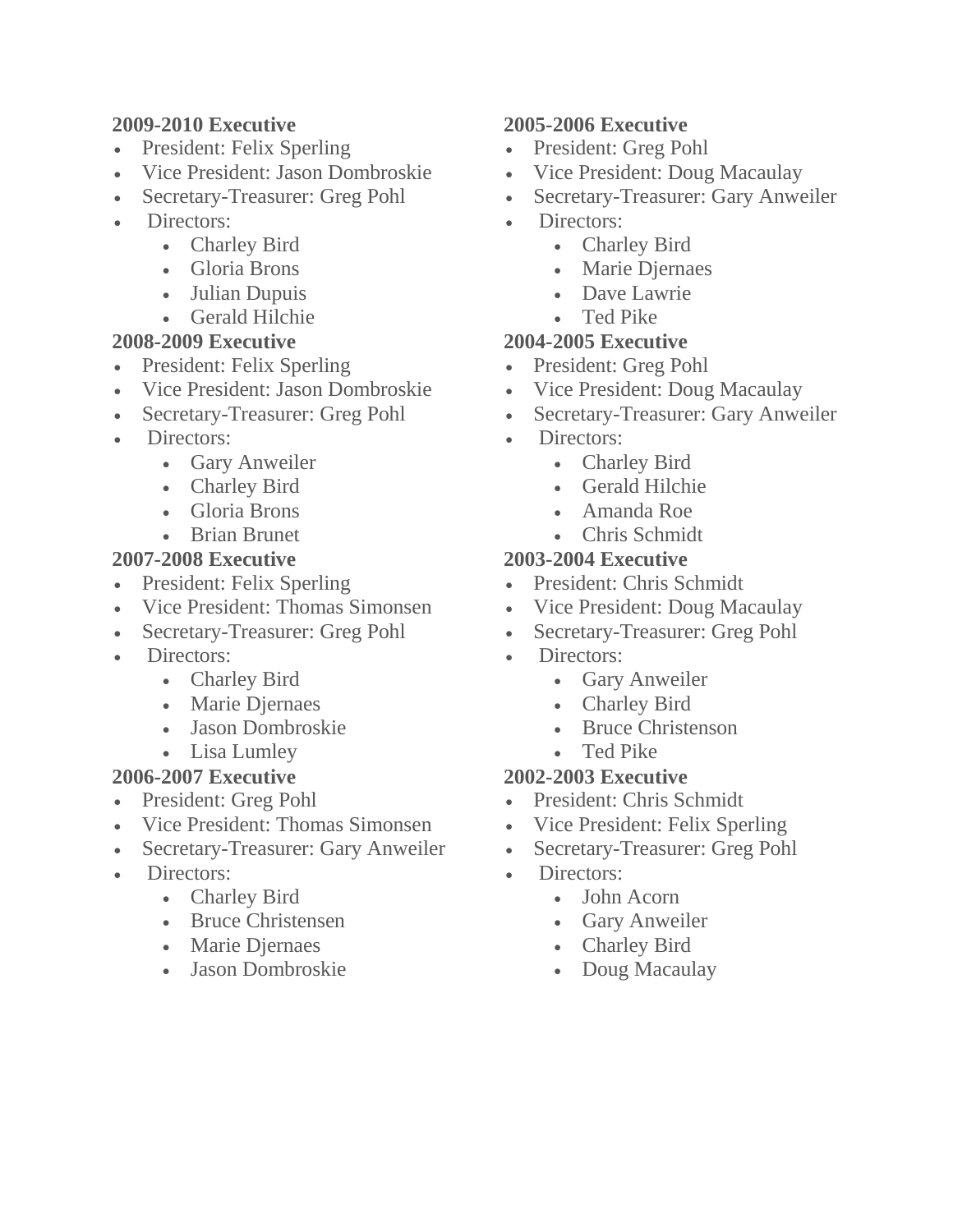**2009-2010 Executive**

- President: Felix Sperling
- Vice President: Jason Dombroskie
- Secretary-Treasurer: Greg Pohl
- Directors:
    - Charley Bird
    - Gloria Brons
    - Julian Dupuis
    - Gerald Hilchie

**2008-2009 Executive**

- President: Felix Sperling
- Vice President: Jason Dombroskie
- Secretary-Treasurer: Greg Pohl
- Directors:
    - Gary Anweiler
    - Charley Bird
    - Gloria Brons
    - Brian Brunet

**2007-2008 Executive**

- President: Felix Sperling
- Vice President: Thomas Simonsen
- Secretary-Treasurer: Greg Pohl
- Directors:
    - Charley Bird
    - Marie Djernaes
    - Jason Dombroskie
    - Lisa Lumley

**2006-2007 Executive**

- President: Greg Pohl
- Vice President: Thomas Simonsen
- Secretary-Treasurer: Gary Anweiler
- Directors:
    - Charley Bird
    - Bruce Christensen
    - Marie Djernaes
    - Jason Dombroskie

**2005-2006 Executive**

- President: Greg Pohl
- Vice President: Doug Macaulay
- Secretary-Treasurer: Gary Anweiler
- Directors:
    - Charley Bird
    - Marie Djernaes
    - Dave Lawrie
    - Ted Pike

**2004-2005 Executive**

- President: Greg Pohl
- Vice President: Doug Macaulay
- Secretary-Treasurer: Gary Anweiler
- Directors:
    - Charley Bird
    - Gerald Hilchie
    - Amanda Roe
    - Chris Schmidt

**2003-2004 Executive**

- President: Chris Schmidt
- Vice President: Doug Macaulay
- Secretary-Treasurer: Greg Pohl
- Directors:
    - Gary Anweiler
    - Charley Bird
    - Bruce Christenson
    - Ted Pike

**2002-2003 Executive**

- President: Chris Schmidt
- Vice President: Felix Sperling
- Secretary-Treasurer: Greg Pohl
- Directors:
    - John Acorn
    - Gary Anweiler
    - Charley Bird
    - Doug Macaulay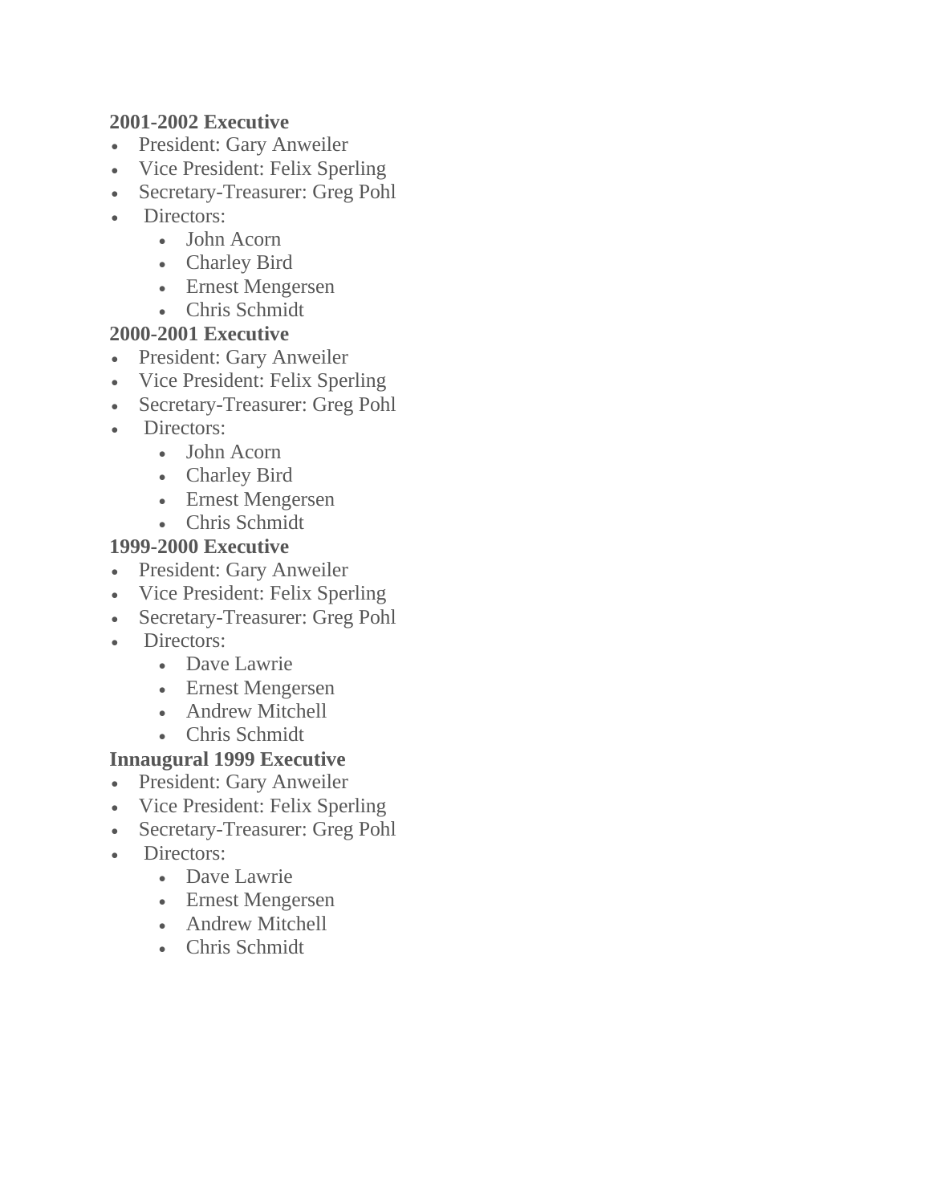**2001-2002 Executive**

- President: Gary Anweiler
- Vice President: Felix Sperling
- Secretary-Treasurer: Greg Pohl
- Directors:
  - John Acorn
  - Charley Bird
  - Ernest Mengersen
  - Chris Schmidt

**2000-2001 Executive**

- President: Gary Anweiler
- Vice President: Felix Sperling
- Secretary-Treasurer: Greg Pohl
- Directors:
  - John Acorn
  - Charley Bird
  - Ernest Mengersen
  - Chris Schmidt

**1999-2000 Executive**

- President: Gary Anweiler
- Vice President: Felix Sperling
- Secretary-Treasurer: Greg Pohl
- Directors:
  - Dave Lawrie
  - Ernest Mengersen
  - Andrew Mitchell
  - Chris Schmidt

**Innaugural 1999 Executive**

- President: Gary Anweiler
- Vice President: Felix Sperling
- Secretary-Treasurer: Greg Pohl
- Directors:
  - Dave Lawrie
  - Ernest Mengersen
  - Andrew Mitchell
  - Chris Schmidt